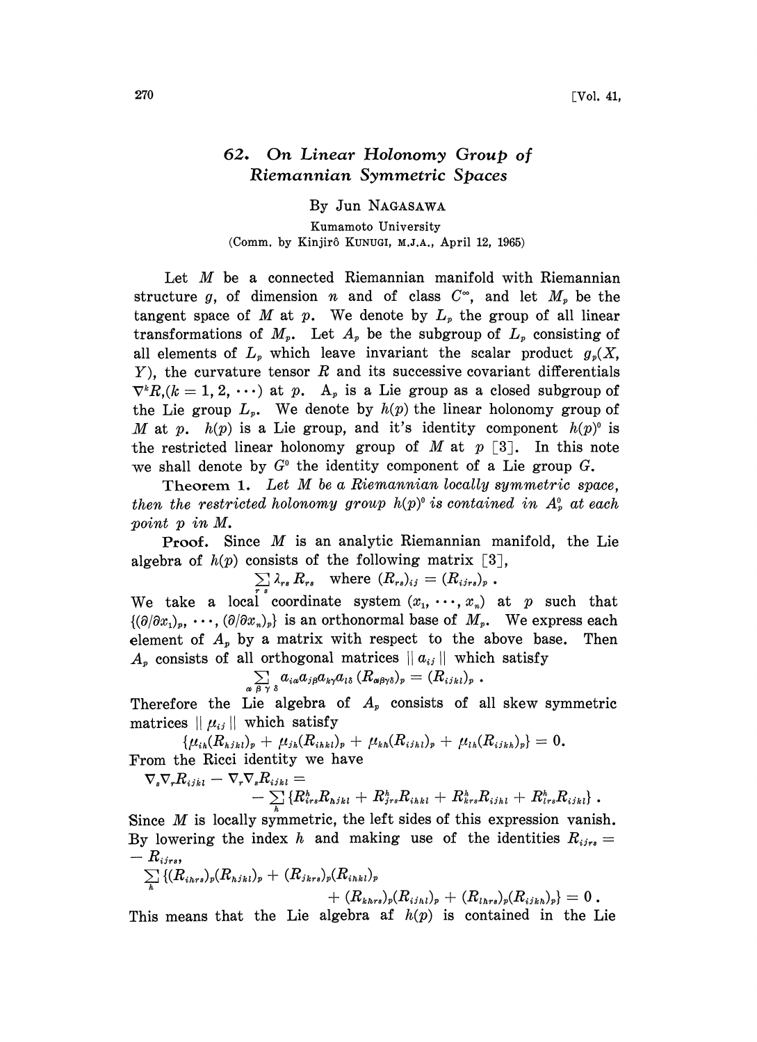## 62. On Linear Holonomy Group of Riemannian Symmetric Spaces

By Jun NAGASAWA

Kumamoto University

(Comm. by Kinjirô KUNUGI, M.J.A., April 12, 1965)

Let $M$ be a connected Riemannian manifold with Riemannian structure $g$, of dimension $n$ and of class $C^\infty$, and let $M_p$ be the tangent space of $M$ at $p$. We denote by $L_p$ the group of all linear transformations of $M_p$. Let $A_p$ be the subgroup of $L_p$ consisting of all elements of $L_p$ which leave invariant the scalar product $g_p(X, Y)$, the curvature tensor $R$ and its successive covariant differentials $\nabla^k R, (k=1, 2, \cdots)$ at $p$. $A_p$ is a Lie group as a closed subgroup of the Lie group $L_p$. We denote by $h(p)$ the linear holonomy group of $M$ at $p$. $h(p)$ is a Lie group, and it's identity component $h(p)^0$ is the restricted linear holonomy group of $M$ at $p$ [3]. In this note we shall denote by $G^0$ the identity component of a Lie group $G$.

**Theorem 1.** *Let $M$ be a Riemannian locally symmetric space, then the restricted holonomy group $h(p)^0$ is contained in $A_p^0$ at each point $p$ in $M$.*

**Proof.** Since $M$ is an analytic Riemannian manifold, the Lie algebra of $h(p)$ consists of the following matrix [3],

$$\sum_{r\,s} \lambda_{rs} R_{rs} \quad \text{where } (R_{rs})_{ij} = (R_{ijrs})_p .$$

We take a local coordinate system $(x_1, \cdots, x_n)$ at $p$ such that $\{(\partial/\partial x_1)_p, \cdots, (\partial/\partial x_n)_p\}$ is an orthonormal base of $M_p$. We express each element of $A_p$ by a matrix with respect to the above base. Then $A_p$ consists of all orthogonal matrices $\| a_{ij} \|$ which satisfy

$$\sum_{\alpha\,\beta\,\gamma\,\delta} a_{i\alpha} a_{j\beta} a_{k\gamma} a_{l\delta} (R_{\alpha\beta\gamma\delta})_p = (R_{ijkl})_p .$$

Therefore the Lie algebra of $A_p$ consists of all skew symmetric matrices $\| \mu_{ij} \|$ which satisfy

$$\{\mu_{ih}(R_{hjkl})_p + \mu_{jh}(R_{ihkl})_p + \mu_{kh}(R_{ijhl})_p + \mu_{lh}(R_{ijkh})_p\} = 0.$$

From the Ricci identity we have

$$\nabla_s \nabla_r R_{ijkl} - \nabla_r \nabla_s R_{ijkl} = - \sum_h \{R^h_{irs} R_{hjkl} + R^h_{jrs} R_{ihkl} + R^h_{krs} R_{ijhl} + R^h_{lrs} R_{ijkl}\} .$$

Since $M$ is locally symmetric, the left sides of this expression vanish. By lowering the index $h$ and making use of the identities $R_{ijrs} = -R_{ijrs}$,

$$\sum_h \{(R_{ihrs})_p (R_{hjkl})_p + (R_{jkrs})_p (R_{ihkl})_p + (R_{khrs})_p (R_{ijhl})_p + (R_{lhrs})_p (R_{ijkh})_p\} = 0 .$$

This means that the Lie algebra af $h(p)$ is contained in the Lie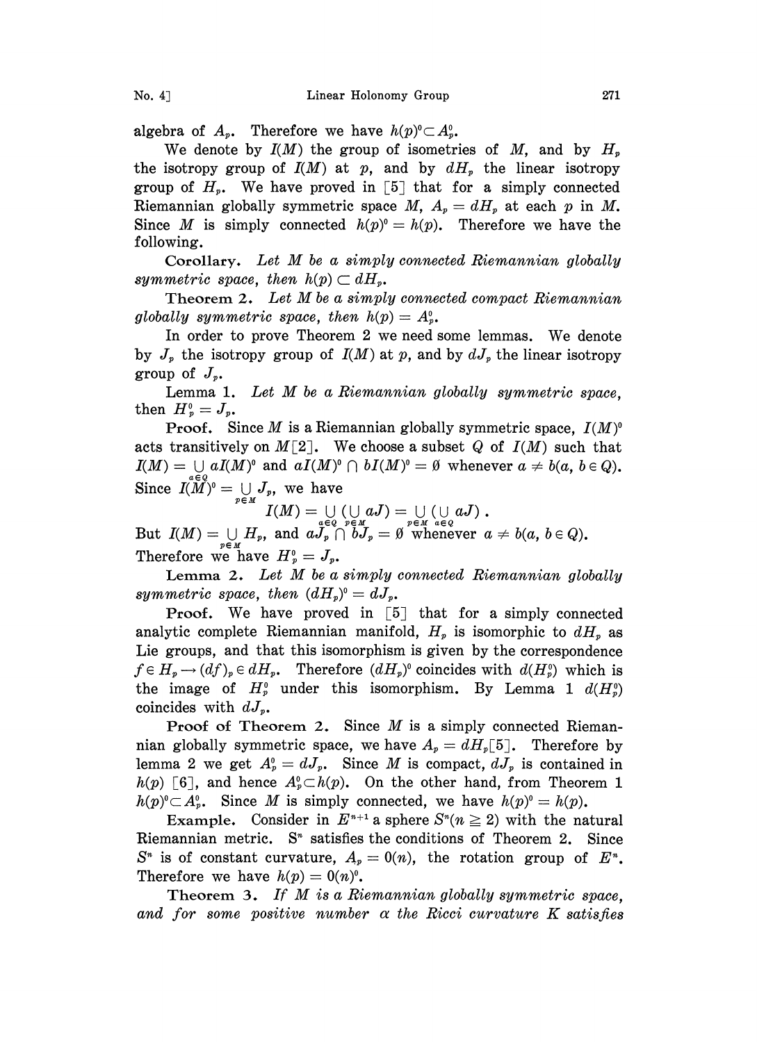algebra of $A_p$. Therefore we have $h(p)^0 \subset A_p^0$.

We denote by $I(M)$ the group of isometries of $M$, and by $H_p$ the isotropy group of $I(M)$ at $p$, and by $dH_p$ the linear isotropy group of $H_p$. We have proved in [5] that for a simply connected Riemannian globally symmetric space $M$, $A_p = dH_p$ at each $p$ in $M$. Since $M$ is simply connected $h(p)^0 = h(p)$. Therefore we have the following.

**Corollary.** *Let $M$ be a simply connected Riemannian globally symmetric space, then $h(p) \subset dH_p$.*

**Theorem 2.** *Let $M$ be a simply connected compact Riemannian globally symmetric space, then $h(p) = A_p^0$.*

In order to prove Theorem 2 we need some lemmas. We denote by $J_p$ the isotropy group of $I(M)$ at $p$, and by $dJ_p$ the linear isotropy group of $J_p$.

**Lemma 1.** *Let $M$ be a Riemannian globally symmetric space, then $H_p^0 = J_p$.*

**Proof.** Since $M$ is a Riemannian globally symmetric space, $I(M)^0$ acts transitively on $M$ [2]. We choose a subset $Q$ of $I(M)$ such that $I(M) = \bigcup_{a \in Q} aI(M)^0$ and $aI(M)^0 \cap bI(M)^0 = \emptyset$ whenever $a \neq b (a, b \in Q)$. Since $I(M)^0 = \bigcup_{p \in M} J_p$, we have

$$I(M) = \bigcup_{a \in Q} (\bigcup_{p \in M} aJ) = \bigcup_{p \in M} (\bigcup_{a \in Q} aJ) .$$

But $I(M) = \bigcup_{p \in M} H_p$, and $aJ_p \cap bJ_p = \emptyset$ whenever $a \neq b (a, b \in Q)$. Therefore we have $H_p^0 = J_p$.

**Lemma 2.** *Let $M$ be a simply connected Riemannian globally symmetric space, then $(dH_p)^0 = dJ_p$.*

**Proof.** We have proved in [5] that for a simply connected analytic complete Riemannian manifold, $H_p$ is isomorphic to $dH_p$ as Lie groups, and that this isomorphism is given by the correspondence $f \in H_p \rightarrow (df)_p \in dH_p$. Therefore $(dH_p)^0$ coincides with $d(H_p^0)$ which is the image of $H_p^0$ under this isomorphism. By Lemma 1 $d(H_p^0)$ coincides with $dJ_p$.

**Proof of Theorem 2.** Since $M$ is a simply connected Riemannian globally symmetric space, we have $A_p = dH_p$[5]. Therefore by lemma 2 we get $A_p^0 = dJ_p$. Since $M$ is compact, $dJ_p$ is contained in $h(p)$ [6], and hence $A_p^0 \subset h(p)$. On the other hand, from Theorem 1 $h(p)^0 \subset A_p^0$. Since $M$ is simply connected, we have $h(p)^0 = h(p)$.

**Example.** Consider in $E^{n+1}$ a sphere $S^n (n \geqq 2)$ with the natural Riemannian metric. $S^n$ satisfies the conditions of Theorem 2. Since $S^n$ is of constant curvature, $A_p = 0(n)$, the rotation group of $E^n$. Therefore we have $h(p) = 0(n)^0$.

**Theorem 3.** *If $M$ is a Riemannian globally symmetric space, and for some positive number $\alpha$ the Ricci curvature $K$ satisfies*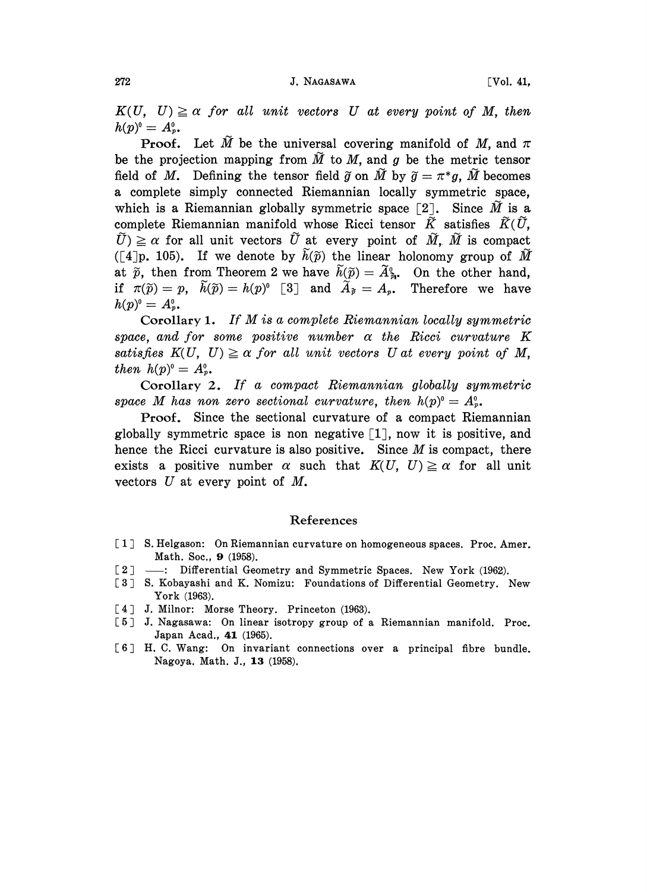*$K(U, U) \geqq \alpha$ for all unit vectors $U$ at every point of $M$, then $h(p)^0 = A_p^0$.*

**Proof.** Let $\tilde{M}$ be the universal covering manifold of $M$, and $\pi$ be the projection mapping from $\tilde{M}$ to $M$, and $g$ be the metric tensor field of $M$. Defining the tensor field $\tilde{g}$ on $\tilde{M}$ by $\tilde{g} = \pi^* g$, $\tilde{M}$ becomes a complete simply connected Riemannian locally symmetric space, which is a Riemannian globally symmetric space [2]. Since $\tilde{M}$ is a complete Riemannian manifold whose Ricci tensor $\tilde{K}$ satisfies $\tilde{K}(\tilde{U}, \tilde{U}) \geqq \alpha$ for all unit vectors $\tilde{U}$ at every point of $\tilde{M}$, $\tilde{M}$ is compact ([4]p. 105). If we denote by $\tilde{h}(\tilde{p})$ the linear holonomy group of $\tilde{M}$ at $\tilde{p}$, then from Theorem 2 we have $\tilde{h}(\tilde{p}) = \tilde{A}_{\tilde{p}}^0$. On the other hand, if $\pi(\tilde{p}) = p$, $\tilde{h}(\tilde{p}) = h(p)^0$ [3] and $\tilde{A}_{\tilde{p}} = A_p$. Therefore we have $h(p)^0 = A_p^0$.

**Corollary 1.** *If $M$ is a complete Riemannian locally symmetric space, and for some positive number $\alpha$ the Ricci curvature $K$ satisfies $K(U, U) \geqq \alpha$ for all unit vectors $U$ at every point of $M$, then $h(p)^0 = A_p^0$.*

**Corollary 2.** *If a compact Riemannian globally symmetric space $M$ has non zero sectional curvature, then $h(p)^0 = A_p^0$.*

**Proof.** Since the sectional curvature of a compact Riemannian globally symmetric space is non negative [1], now it is positive, and hence the Ricci curvature is also positive. Since $M$ is compact, there exists a positive number $\alpha$ such that $K(U, U) \geqq \alpha$ for all unit vectors $U$ at every point of $M$.

## References

[1] S. Helgason: On Riemannian curvature on homogeneous spaces. Proc. Amer. Math. Soc., **9** (1958).

[2] ——: Differential Geometry and Symmetric Spaces. New York (1962).

[3] S. Kobayashi and K. Nomizu: Foundations of Differential Geometry. New York (1963).

[4] J. Milnor: Morse Theory. Princeton (1963).

[5] J. Nagasawa: On linear isotropy group of a Riemannian manifold. Proc. Japan Acad., **41** (1965).

[6] H. C. Wang: On invariant connections over a principal fibre bundle. Nagoya. Math. J., **13** (1958).